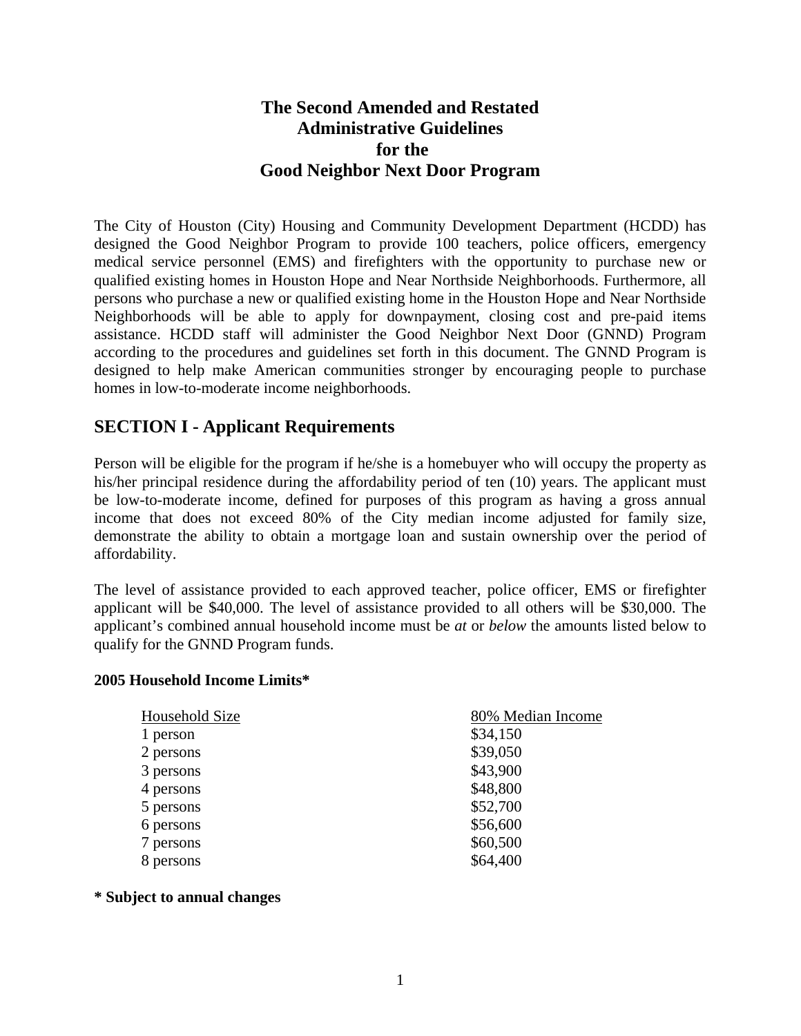# The Second Amended and Restated Administrative Guidelines for the Good Neighbor Next Door Program

The City of Houston (City) Housing and Community Development Department (HCDD) has designed the Good Neighbor Program to provide 100 teachers, police officers, emergency medical service personnel (EMS) and firefighters with the opportunity to purchase new or qualified existing homes in Houston Hope and Near Northside Neighborhoods. Furthermore, all persons who purchase a new or qualified existing home in the Houston Hope and Near Northside Neighborhoods will be able to apply for downpayment, closing cost and pre-paid items assistance. HCDD staff will administer the Good Neighbor Next Door (GNND) Program according to the procedures and guidelines set forth in this document. The GNND Program is designed to help make American communities stronger by encouraging people to purchase homes in low-to-moderate income neighborhoods.

## SECTION I - Applicant Requirements

Person will be eligible for the program if he/she is a homebuyer who will occupy the property as his/her principal residence during the affordability period of ten (10) years. The applicant must be low-to-moderate income, defined for purposes of this program as having a gross annual income that does not exceed 80% of the City median income adjusted for family size, demonstrate the ability to obtain a mortgage loan and sustain ownership over the period of affordability.

The level of assistance provided to each approved teacher, police officer, EMS or firefighter applicant will be $40,000. The level of assistance provided to all others will be $30,000. The applicant's combined annual household income must be *at* or *below* the amounts listed below to qualify for the GNND Program funds.

**2005 Household Income Limits***

| Household Size | 80% Median Income |
|---|---|
| 1 person | $34,150 |
| 2 persons | $39,050 |
| 3 persons | $43,900 |
| 4 persons | $48,800 |
| 5 persons | $52,700 |
| 6 persons | $56,600 |
| 7 persons | $60,500 |
| 8 persons | $64,400 |

**\* Subject to annual changes**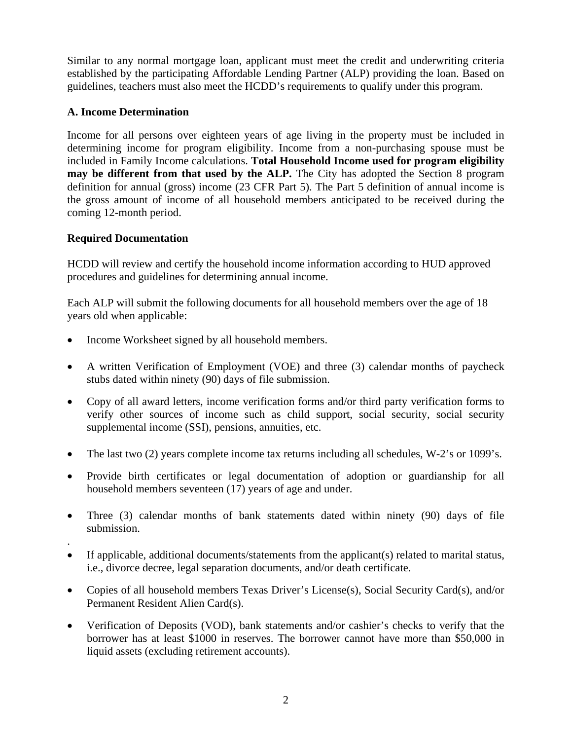Similar to any normal mortgage loan, applicant must meet the credit and underwriting criteria established by the participating Affordable Lending Partner (ALP) providing the loan. Based on guidelines, teachers must also meet the HCDD's requirements to qualify under this program.

### A. Income Determination

Income for all persons over eighteen years of age living in the property must be included in determining income for program eligibility. Income from a non-purchasing spouse must be included in Family Income calculations. **Total Household Income used for program eligibility may be different from that used by the ALP.** The City has adopted the Section 8 program definition for annual (gross) income (23 CFR Part 5). The Part 5 definition of annual income is the gross amount of income of all household members anticipated to be received during the coming 12-month period.

### Required Documentation

HCDD will review and certify the household income information according to HUD approved procedures and guidelines for determining annual income.

Each ALP will submit the following documents for all household members over the age of 18 years old when applicable:

- Income Worksheet signed by all household members.
- A written Verification of Employment (VOE) and three (3) calendar months of paycheck stubs dated within ninety (90) days of file submission.
- Copy of all award letters, income verification forms and/or third party verification forms to verify other sources of income such as child support, social security, social security supplemental income (SSI), pensions, annuities, etc.
- The last two (2) years complete income tax returns including all schedules, W-2's or 1099's.
- Provide birth certificates or legal documentation of adoption or guardianship for all household members seventeen (17) years of age and under.
- Three (3) calendar months of bank statements dated within ninety (90) days of file submission.
- If applicable, additional documents/statements from the applicant(s) related to marital status, i.e., divorce decree, legal separation documents, and/or death certificate.
- Copies of all household members Texas Driver's License(s), Social Security Card(s), and/or Permanent Resident Alien Card(s).
- Verification of Deposits (VOD), bank statements and/or cashier's checks to verify that the borrower has at least $1000 in reserves. The borrower cannot have more than $50,000 in liquid assets (excluding retirement accounts).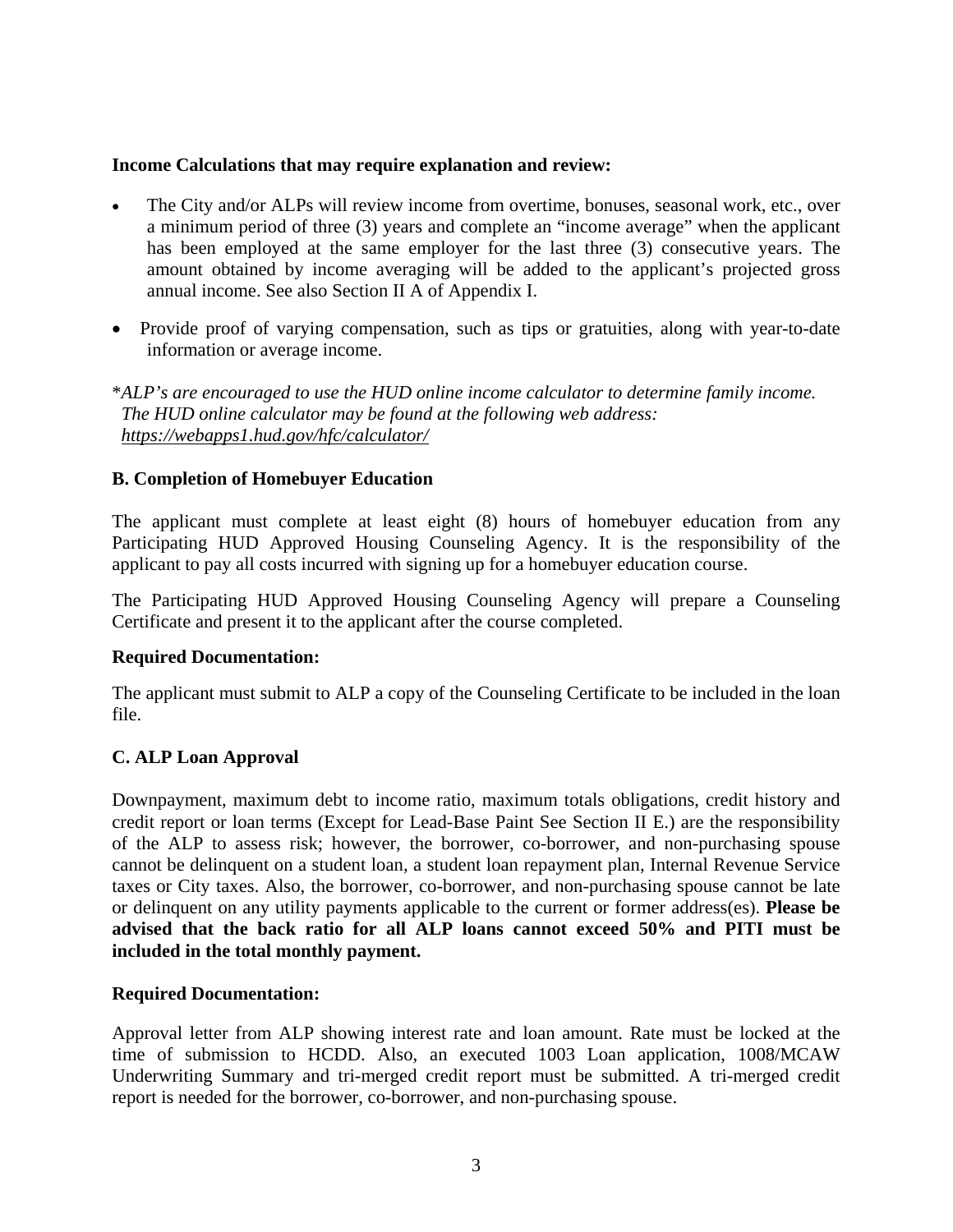**Income Calculations that may require explanation and review:**

- The City and/or ALPs will review income from overtime, bonuses, seasonal work, etc., over a minimum period of three (3) years and complete an "income average" when the applicant has been employed at the same employer for the last three (3) consecutive years. The amount obtained by income averaging will be added to the applicant's projected gross annual income. See also Section II A of Appendix I.
- Provide proof of varying compensation, such as tips or gratuities, along with year-to-date information or average income.

**ALP's are encouraged to use the HUD online income calculator to determine family income. The HUD online calculator may be found at the following web address:* *https://webapps1.hud.gov/hfc/calculator/*

**B. Completion of Homebuyer Education**

The applicant must complete at least eight (8) hours of homebuyer education from any Participating HUD Approved Housing Counseling Agency. It is the responsibility of the applicant to pay all costs incurred with signing up for a homebuyer education course.

The Participating HUD Approved Housing Counseling Agency will prepare a Counseling Certificate and present it to the applicant after the course completed.

**Required Documentation:**

The applicant must submit to ALP a copy of the Counseling Certificate to be included in the loan file.

**C. ALP Loan Approval**

Downpayment, maximum debt to income ratio, maximum totals obligations, credit history and credit report or loan terms (Except for Lead-Base Paint See Section II E.) are the responsibility of the ALP to assess risk; however, the borrower, co-borrower, and non-purchasing spouse cannot be delinquent on a student loan, a student loan repayment plan, Internal Revenue Service taxes or City taxes. Also, the borrower, co-borrower, and non-purchasing spouse cannot be late or delinquent on any utility payments applicable to the current or former address(es). **Please be advised that the back ratio for all ALP loans cannot exceed 50% and PITI must be included in the total monthly payment.**

**Required Documentation:**

Approval letter from ALP showing interest rate and loan amount. Rate must be locked at the time of submission to HCDD. Also, an executed 1003 Loan application, 1008/MCAW Underwriting Summary and tri-merged credit report must be submitted. A tri-merged credit report is needed for the borrower, co-borrower, and non-purchasing spouse.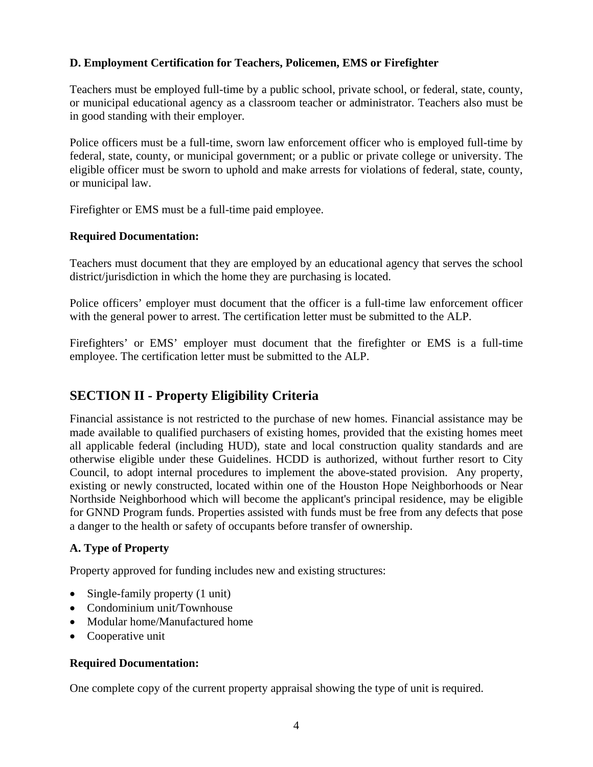**D. Employment Certification for Teachers, Policemen, EMS or Firefighter**

Teachers must be employed full-time by a public school, private school, or federal, state, county, or municipal educational agency as a classroom teacher or administrator. Teachers also must be in good standing with their employer.

Police officers must be a full-time, sworn law enforcement officer who is employed full-time by federal, state, county, or municipal government; or a public or private college or university. The eligible officer must be sworn to uphold and make arrests for violations of federal, state, county, or municipal law.

Firefighter or EMS must be a full-time paid employee.

**Required Documentation:**

Teachers must document that they are employed by an educational agency that serves the school district/jurisdiction in which the home they are purchasing is located.

Police officers' employer must document that the officer is a full-time law enforcement officer with the general power to arrest. The certification letter must be submitted to the ALP.

Firefighters' or EMS' employer must document that the firefighter or EMS is a full-time employee. The certification letter must be submitted to the ALP.

## SECTION II - Property Eligibility Criteria

Financial assistance is not restricted to the purchase of new homes. Financial assistance may be made available to qualified purchasers of existing homes, provided that the existing homes meet all applicable federal (including HUD), state and local construction quality standards and are otherwise eligible under these Guidelines. HCDD is authorized, without further resort to City Council, to adopt internal procedures to implement the above-stated provision. Any property, existing or newly constructed, located within one of the Houston Hope Neighborhoods or Near Northside Neighborhood which will become the applicant's principal residence, may be eligible for GNND Program funds. Properties assisted with funds must be free from any defects that pose a danger to the health or safety of occupants before transfer of ownership.

**A. Type of Property**

Property approved for funding includes new and existing structures:

- Single-family property (1 unit)
- Condominium unit/Townhouse
- Modular home/Manufactured home
- Cooperative unit

**Required Documentation:**

One complete copy of the current property appraisal showing the type of unit is required.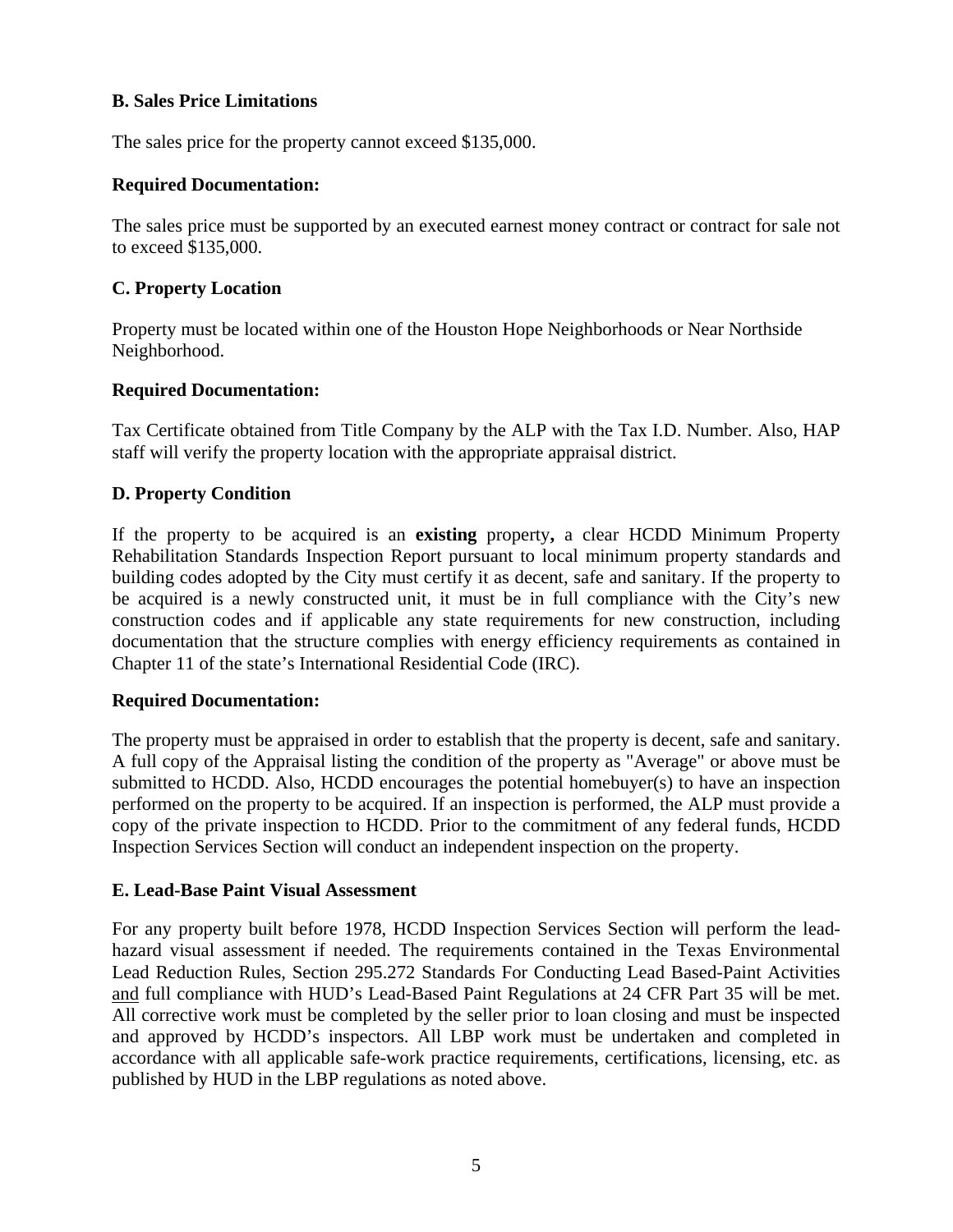**B. Sales Price Limitations**

The sales price for the property cannot exceed $135,000.

**Required Documentation:**

The sales price must be supported by an executed earnest money contract or contract for sale not to exceed $135,000.

**C. Property Location**

Property must be located within one of the Houston Hope Neighborhoods or Near Northside Neighborhood.

**Required Documentation:**

Tax Certificate obtained from Title Company by the ALP with the Tax I.D. Number. Also, HAP staff will verify the property location with the appropriate appraisal district.

**D. Property Condition**

If the property to be acquired is an **existing** property**,** a clear HCDD Minimum Property Rehabilitation Standards Inspection Report pursuant to local minimum property standards and building codes adopted by the City must certify it as decent, safe and sanitary. If the property to be acquired is a newly constructed unit, it must be in full compliance with the City's new construction codes and if applicable any state requirements for new construction, including documentation that the structure complies with energy efficiency requirements as contained in Chapter 11 of the state's International Residential Code (IRC).

**Required Documentation:**

The property must be appraised in order to establish that the property is decent, safe and sanitary. A full copy of the Appraisal listing the condition of the property as "Average" or above must be submitted to HCDD. Also, HCDD encourages the potential homebuyer(s) to have an inspection performed on the property to be acquired. If an inspection is performed, the ALP must provide a copy of the private inspection to HCDD. Prior to the commitment of any federal funds, HCDD Inspection Services Section will conduct an independent inspection on the property.

**E. Lead-Base Paint Visual Assessment**

For any property built before 1978, HCDD Inspection Services Section will perform the lead-hazard visual assessment if needed. The requirements contained in the Texas Environmental Lead Reduction Rules, Section 295.272 Standards For Conducting Lead Based-Paint Activities <u>and</u> full compliance with HUD's Lead-Based Paint Regulations at 24 CFR Part 35 will be met. All corrective work must be completed by the seller prior to loan closing and must be inspected and approved by HCDD's inspectors. All LBP work must be undertaken and completed in accordance with all applicable safe-work practice requirements, certifications, licensing, etc. as published by HUD in the LBP regulations as noted above.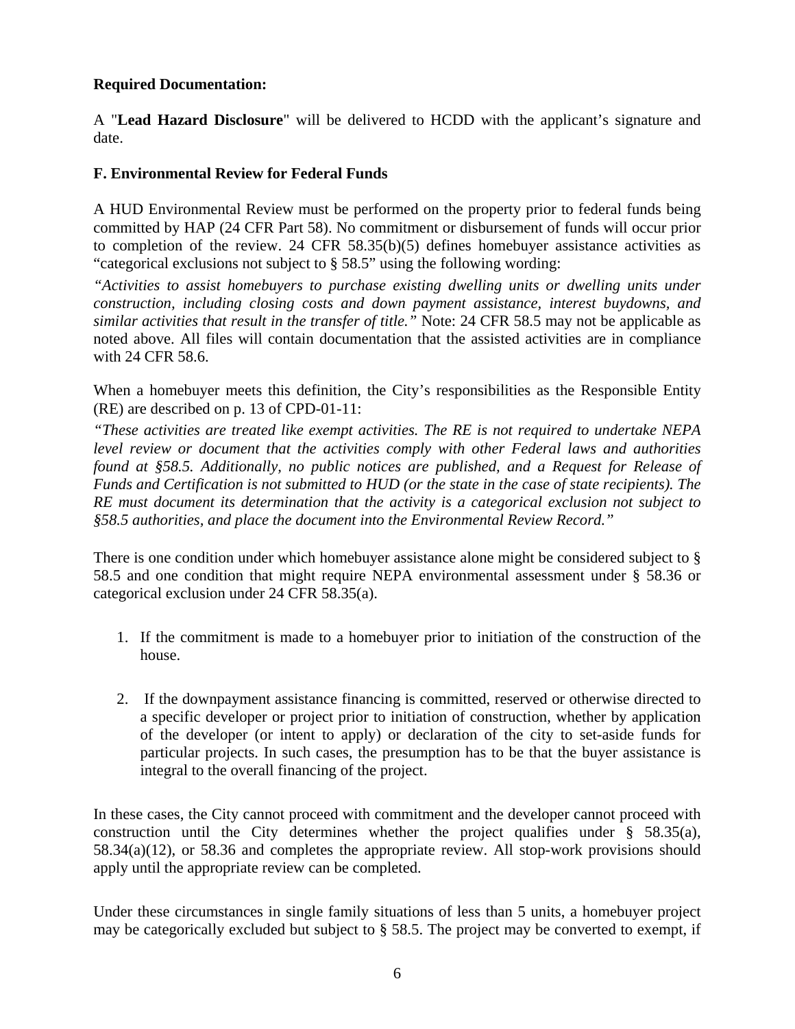**Required Documentation:**

A "**Lead Hazard Disclosure**" will be delivered to HCDD with the applicant's signature and date.

**F. Environmental Review for Federal Funds**

A HUD Environmental Review must be performed on the property prior to federal funds being committed by HAP (24 CFR Part 58). No commitment or disbursement of funds will occur prior to completion of the review. 24 CFR 58.35(b)(5) defines homebuyer assistance activities as "categorical exclusions not subject to § 58.5" using the following wording:

*"Activities to assist homebuyers to purchase existing dwelling units or dwelling units under construction, including closing costs and down payment assistance, interest buydowns, and similar activities that result in the transfer of title."* Note: 24 CFR 58.5 may not be applicable as noted above. All files will contain documentation that the assisted activities are in compliance with 24 CFR 58.6.

When a homebuyer meets this definition, the City's responsibilities as the Responsible Entity (RE) are described on p. 13 of CPD-01-11:

*"These activities are treated like exempt activities. The RE is not required to undertake NEPA level review or document that the activities comply with other Federal laws and authorities found at §58.5. Additionally, no public notices are published, and a Request for Release of Funds and Certification is not submitted to HUD (or the state in the case of state recipients). The RE must document its determination that the activity is a categorical exclusion not subject to §58.5 authorities, and place the document into the Environmental Review Record."*

There is one condition under which homebuyer assistance alone might be considered subject to § 58.5 and one condition that might require NEPA environmental assessment under § 58.36 or categorical exclusion under 24 CFR 58.35(a).

1. If the commitment is made to a homebuyer prior to initiation of the construction of the house.

2. If the downpayment assistance financing is committed, reserved or otherwise directed to a specific developer or project prior to initiation of construction, whether by application of the developer (or intent to apply) or declaration of the city to set-aside funds for particular projects. In such cases, the presumption has to be that the buyer assistance is integral to the overall financing of the project.

In these cases, the City cannot proceed with commitment and the developer cannot proceed with construction until the City determines whether the project qualifies under § 58.35(a), 58.34(a)(12), or 58.36 and completes the appropriate review. All stop-work provisions should apply until the appropriate review can be completed.

Under these circumstances in single family situations of less than 5 units, a homebuyer project may be categorically excluded but subject to § 58.5. The project may be converted to exempt, if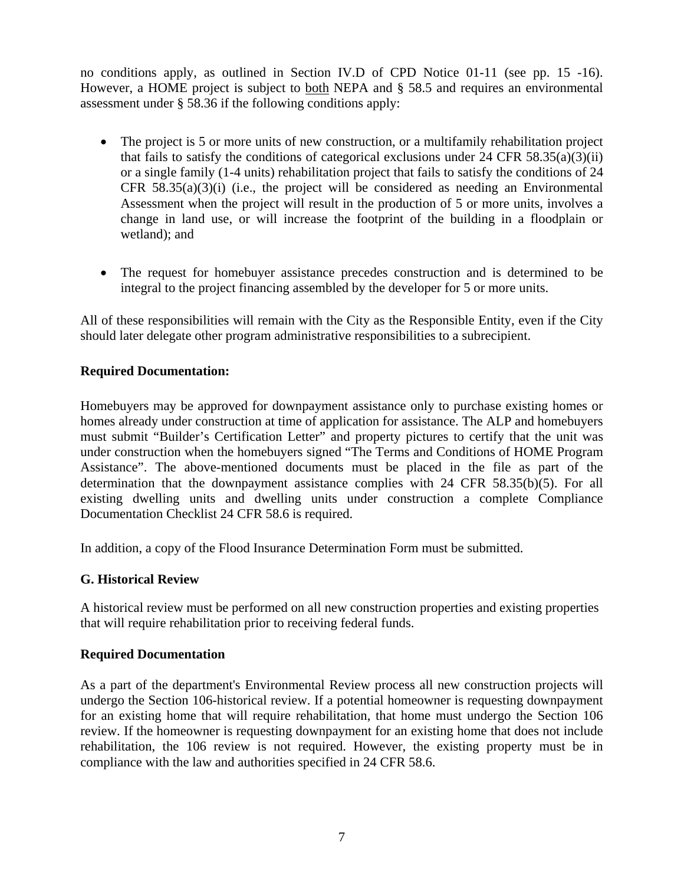no conditions apply, as outlined in Section IV.D of CPD Notice 01-11 (see pp. 15 -16). However, a HOME project is subject to both NEPA and § 58.5 and requires an environmental assessment under § 58.36 if the following conditions apply:

- The project is 5 or more units of new construction, or a multifamily rehabilitation project that fails to satisfy the conditions of categorical exclusions under 24 CFR 58.35(a)(3)(ii) or a single family (1-4 units) rehabilitation project that fails to satisfy the conditions of 24 CFR 58.35(a)(3)(i) (i.e., the project will be considered as needing an Environmental Assessment when the project will result in the production of 5 or more units, involves a change in land use, or will increase the footprint of the building in a floodplain or wetland); and

- The request for homebuyer assistance precedes construction and is determined to be integral to the project financing assembled by the developer for 5 or more units.

All of these responsibilities will remain with the City as the Responsible Entity, even if the City should later delegate other program administrative responsibilities to a subrecipient.

**Required Documentation:**

Homebuyers may be approved for downpayment assistance only to purchase existing homes or homes already under construction at time of application for assistance. The ALP and homebuyers must submit "Builder's Certification Letter" and property pictures to certify that the unit was under construction when the homebuyers signed "The Terms and Conditions of HOME Program Assistance". The above-mentioned documents must be placed in the file as part of the determination that the downpayment assistance complies with 24 CFR 58.35(b)(5). For all existing dwelling units and dwelling units under construction a complete Compliance Documentation Checklist 24 CFR 58.6 is required.

In addition, a copy of the Flood Insurance Determination Form must be submitted.

**G. Historical Review**

A historical review must be performed on all new construction properties and existing properties that will require rehabilitation prior to receiving federal funds.

**Required Documentation**

As a part of the department's Environmental Review process all new construction projects will undergo the Section 106-historical review. If a potential homeowner is requesting downpayment for an existing home that will require rehabilitation, that home must undergo the Section 106 review. If the homeowner is requesting downpayment for an existing home that does not include rehabilitation, the 106 review is not required. However, the existing property must be in compliance with the law and authorities specified in 24 CFR 58.6.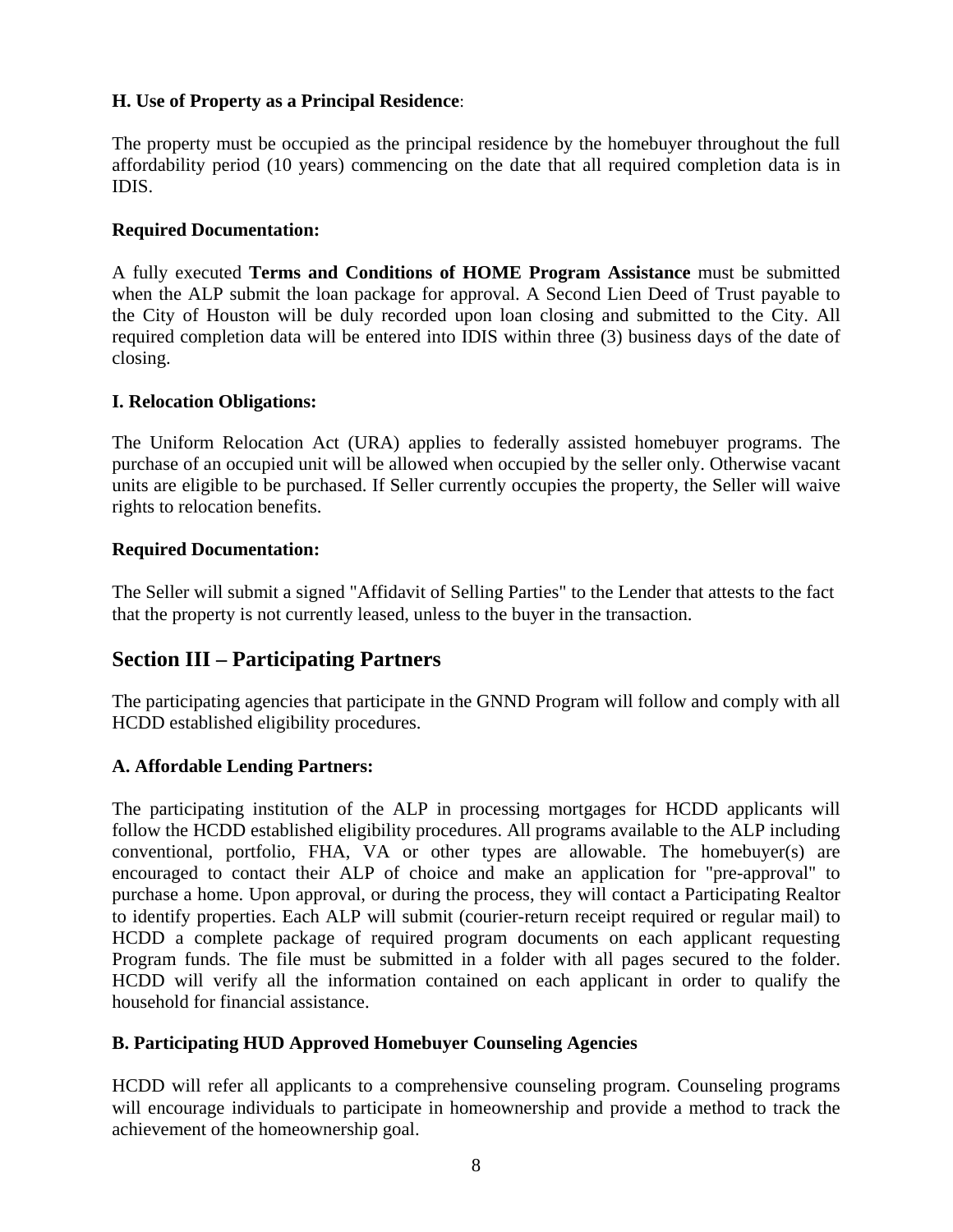**H. Use of Property as a Principal Residence**:

The property must be occupied as the principal residence by the homebuyer throughout the full affordability period (10 years) commencing on the date that all required completion data is in IDIS.

**Required Documentation:**

A fully executed **Terms and Conditions of HOME Program Assistance** must be submitted when the ALP submit the loan package for approval. A Second Lien Deed of Trust payable to the City of Houston will be duly recorded upon loan closing and submitted to the City. All required completion data will be entered into IDIS within three (3) business days of the date of closing.

**I. Relocation Obligations:**

The Uniform Relocation Act (URA) applies to federally assisted homebuyer programs. The purchase of an occupied unit will be allowed when occupied by the seller only. Otherwise vacant units are eligible to be purchased. If Seller currently occupies the property, the Seller will waive rights to relocation benefits.

**Required Documentation:**

The Seller will submit a signed "Affidavit of Selling Parties" to the Lender that attests to the fact that the property is not currently leased, unless to the buyer in the transaction.

## Section III – Participating Partners

The participating agencies that participate in the GNND Program will follow and comply with all HCDD established eligibility procedures.

**A. Affordable Lending Partners:**

The participating institution of the ALP in processing mortgages for HCDD applicants will follow the HCDD established eligibility procedures. All programs available to the ALP including conventional, portfolio, FHA, VA or other types are allowable. The homebuyer(s) are encouraged to contact their ALP of choice and make an application for "pre-approval" to purchase a home. Upon approval, or during the process, they will contact a Participating Realtor to identify properties. Each ALP will submit (courier-return receipt required or regular mail) to HCDD a complete package of required program documents on each applicant requesting Program funds. The file must be submitted in a folder with all pages secured to the folder. HCDD will verify all the information contained on each applicant in order to qualify the household for financial assistance.

**B. Participating HUD Approved Homebuyer Counseling Agencies**

HCDD will refer all applicants to a comprehensive counseling program. Counseling programs will encourage individuals to participate in homeownership and provide a method to track the achievement of the homeownership goal.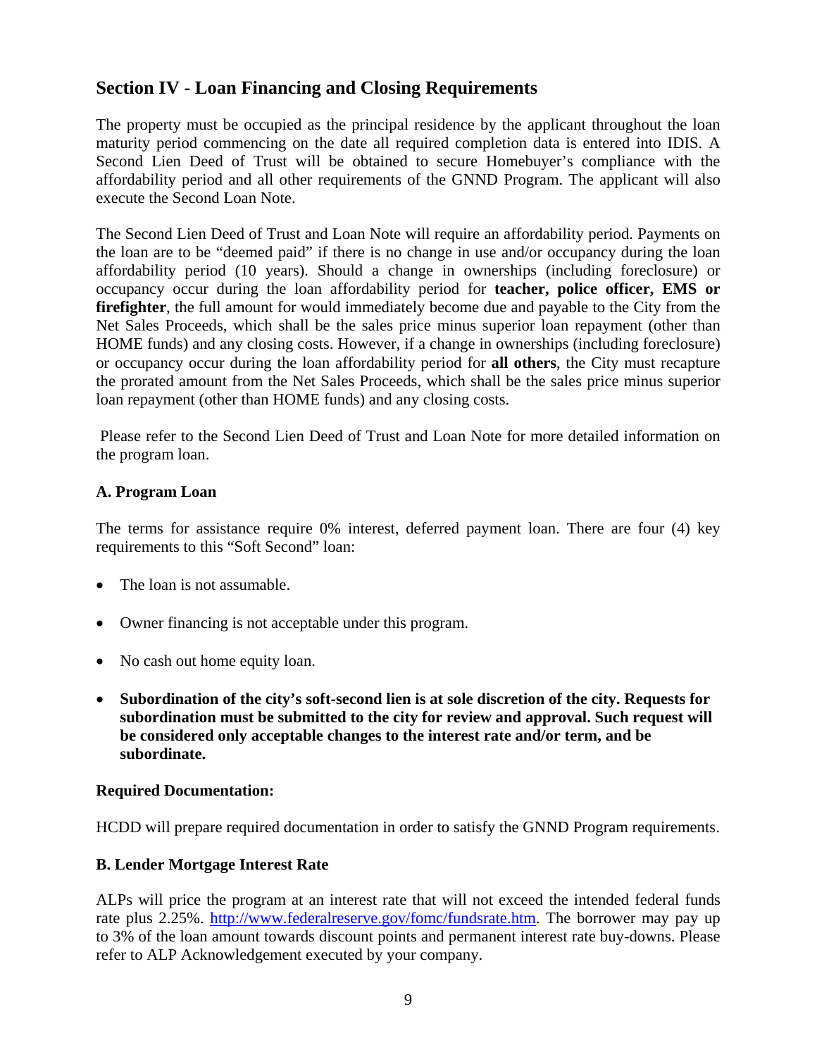## Section IV - Loan Financing and Closing Requirements

The property must be occupied as the principal residence by the applicant throughout the loan maturity period commencing on the date all required completion data is entered into IDIS. A Second Lien Deed of Trust will be obtained to secure Homebuyer's compliance with the affordability period and all other requirements of the GNND Program. The applicant will also execute the Second Loan Note.

The Second Lien Deed of Trust and Loan Note will require an affordability period. Payments on the loan are to be "deemed paid" if there is no change in use and/or occupancy during the loan affordability period (10 years). Should a change in ownerships (including foreclosure) or occupancy occur during the loan affordability period for **teacher, police officer, EMS or firefighter**, the full amount for would immediately become due and payable to the City from the Net Sales Proceeds, which shall be the sales price minus superior loan repayment (other than HOME funds) and any closing costs. However, if a change in ownerships (including foreclosure) or occupancy occur during the loan affordability period for **all others**, the City must recapture the prorated amount from the Net Sales Proceeds, which shall be the sales price minus superior loan repayment (other than HOME funds) and any closing costs.

Please refer to the Second Lien Deed of Trust and Loan Note for more detailed information on the program loan.

### A. Program Loan

The terms for assistance require 0% interest, deferred payment loan. There are four (4) key requirements to this "Soft Second" loan:

- The loan is not assumable.
- Owner financing is not acceptable under this program.
- No cash out home equity loan.
- **Subordination of the city's soft-second lien is at sole discretion of the city. Requests for subordination must be submitted to the city for review and approval. Such request will be considered only acceptable changes to the interest rate and/or term, and be subordinate.**

**Required Documentation:**

HCDD will prepare required documentation in order to satisfy the GNND Program requirements.

### B. Lender Mortgage Interest Rate

ALPs will price the program at an interest rate that will not exceed the intended federal funds rate plus 2.25%. http://www.federalreserve.gov/fomc/fundsrate.htm. The borrower may pay up to 3% of the loan amount towards discount points and permanent interest rate buy-downs. Please refer to ALP Acknowledgement executed by your company.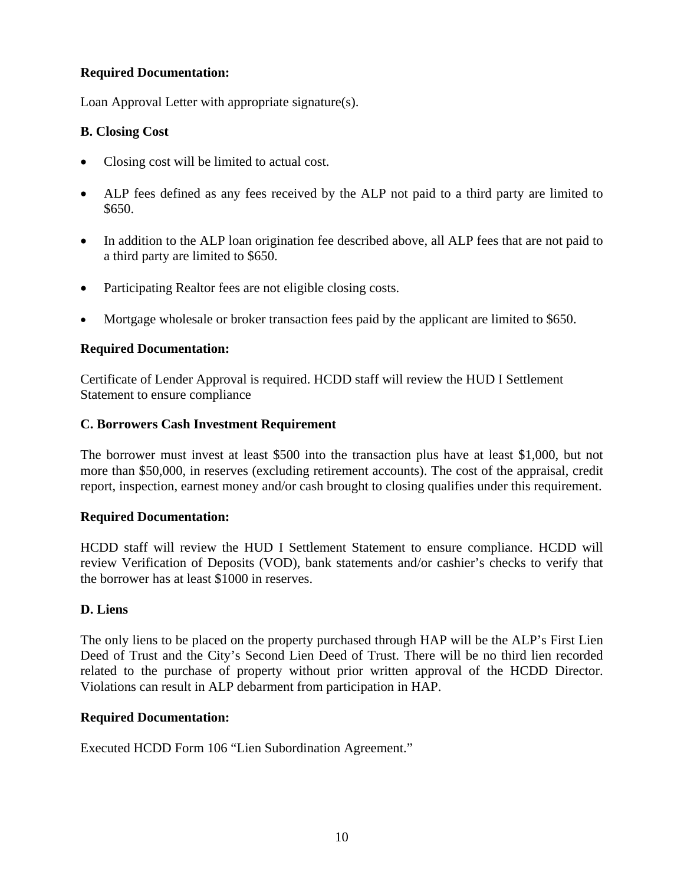**Required Documentation:**

Loan Approval Letter with appropriate signature(s).

**B. Closing Cost**

- Closing cost will be limited to actual cost.
- ALP fees defined as any fees received by the ALP not paid to a third party are limited to $650.
- In addition to the ALP loan origination fee described above, all ALP fees that are not paid to a third party are limited to $650.
- Participating Realtor fees are not eligible closing costs.
- Mortgage wholesale or broker transaction fees paid by the applicant are limited to $650.

**Required Documentation:**

Certificate of Lender Approval is required. HCDD staff will review the HUD I Settlement Statement to ensure compliance

**C. Borrowers Cash Investment Requirement**

The borrower must invest at least $500 into the transaction plus have at least $1,000, but not more than $50,000, in reserves (excluding retirement accounts). The cost of the appraisal, credit report, inspection, earnest money and/or cash brought to closing qualifies under this requirement.

**Required Documentation:**

HCDD staff will review the HUD I Settlement Statement to ensure compliance. HCDD will review Verification of Deposits (VOD), bank statements and/or cashier's checks to verify that the borrower has at least $1000 in reserves.

**D. Liens**

The only liens to be placed on the property purchased through HAP will be the ALP's First Lien Deed of Trust and the City's Second Lien Deed of Trust. There will be no third lien recorded related to the purchase of property without prior written approval of the HCDD Director. Violations can result in ALP debarment from participation in HAP.

**Required Documentation:**

Executed HCDD Form 106 "Lien Subordination Agreement."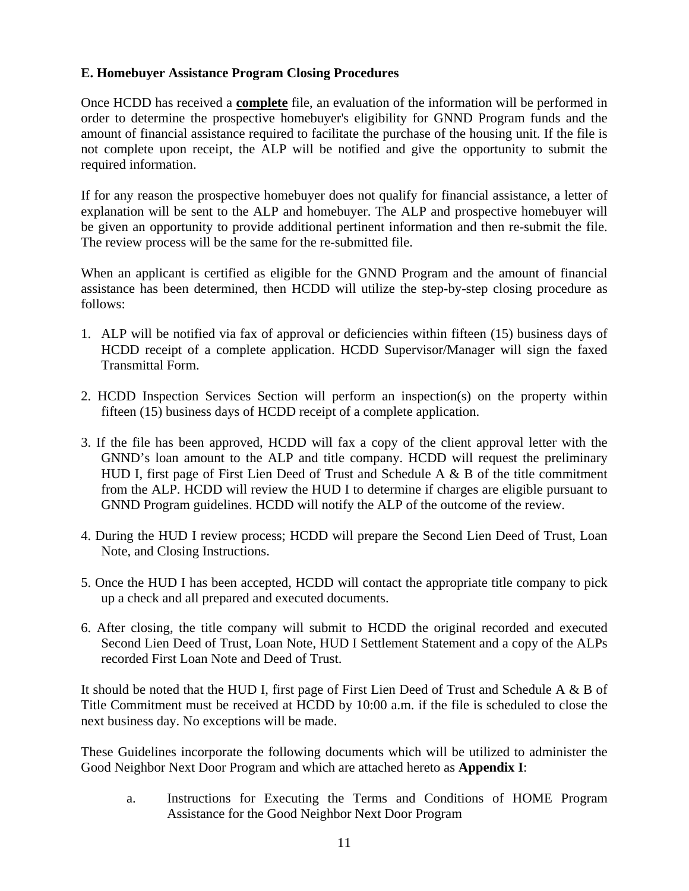**E. Homebuyer Assistance Program Closing Procedures**

Once HCDD has received a **complete** file, an evaluation of the information will be performed in order to determine the prospective homebuyer's eligibility for GNND Program funds and the amount of financial assistance required to facilitate the purchase of the housing unit. If the file is not complete upon receipt, the ALP will be notified and give the opportunity to submit the required information.

If for any reason the prospective homebuyer does not qualify for financial assistance, a letter of explanation will be sent to the ALP and homebuyer. The ALP and prospective homebuyer will be given an opportunity to provide additional pertinent information and then re-submit the file. The review process will be the same for the re-submitted file.

When an applicant is certified as eligible for the GNND Program and the amount of financial assistance has been determined, then HCDD will utilize the step-by-step closing procedure as follows:

1. ALP will be notified via fax of approval or deficiencies within fifteen (15) business days of HCDD receipt of a complete application. HCDD Supervisor/Manager will sign the faxed Transmittal Form.

2. HCDD Inspection Services Section will perform an inspection(s) on the property within fifteen (15) business days of HCDD receipt of a complete application.

3. If the file has been approved, HCDD will fax a copy of the client approval letter with the GNND's loan amount to the ALP and title company. HCDD will request the preliminary HUD I, first page of First Lien Deed of Trust and Schedule A & B of the title commitment from the ALP. HCDD will review the HUD I to determine if charges are eligible pursuant to GNND Program guidelines. HCDD will notify the ALP of the outcome of the review.

4. During the HUD I review process; HCDD will prepare the Second Lien Deed of Trust, Loan Note, and Closing Instructions.

5. Once the HUD I has been accepted, HCDD will contact the appropriate title company to pick up a check and all prepared and executed documents.

6. After closing, the title company will submit to HCDD the original recorded and executed Second Lien Deed of Trust, Loan Note, HUD I Settlement Statement and a copy of the ALPs recorded First Loan Note and Deed of Trust.

It should be noted that the HUD I, first page of First Lien Deed of Trust and Schedule A & B of Title Commitment must be received at HCDD by 10:00 a.m. if the file is scheduled to close the next business day. No exceptions will be made.

These Guidelines incorporate the following documents which will be utilized to administer the Good Neighbor Next Door Program and which are attached hereto as **Appendix I**:

a. Instructions for Executing the Terms and Conditions of HOME Program Assistance for the Good Neighbor Next Door Program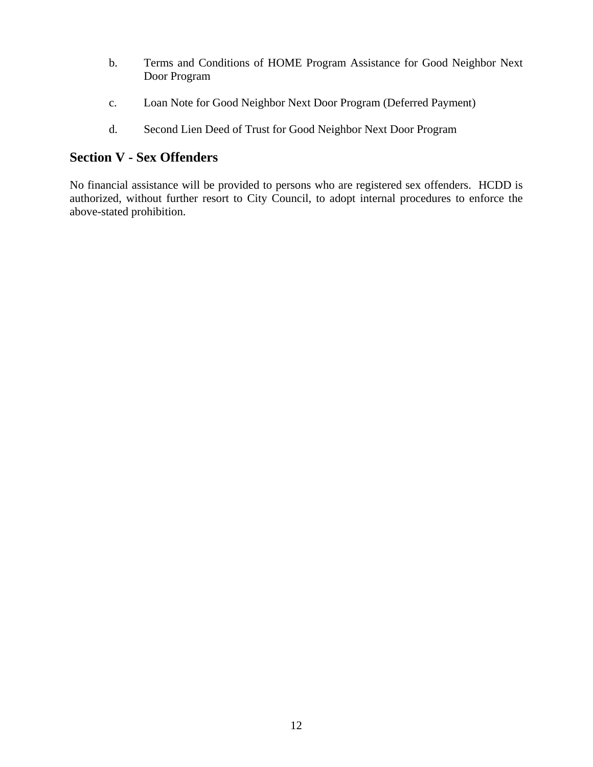b. Terms and Conditions of HOME Program Assistance for Good Neighbor Next Door Program

c. Loan Note for Good Neighbor Next Door Program (Deferred Payment)

d. Second Lien Deed of Trust for Good Neighbor Next Door Program

## Section V - Sex Offenders

No financial assistance will be provided to persons who are registered sex offenders. HCDD is authorized, without further resort to City Council, to adopt internal procedures to enforce the above-stated prohibition.